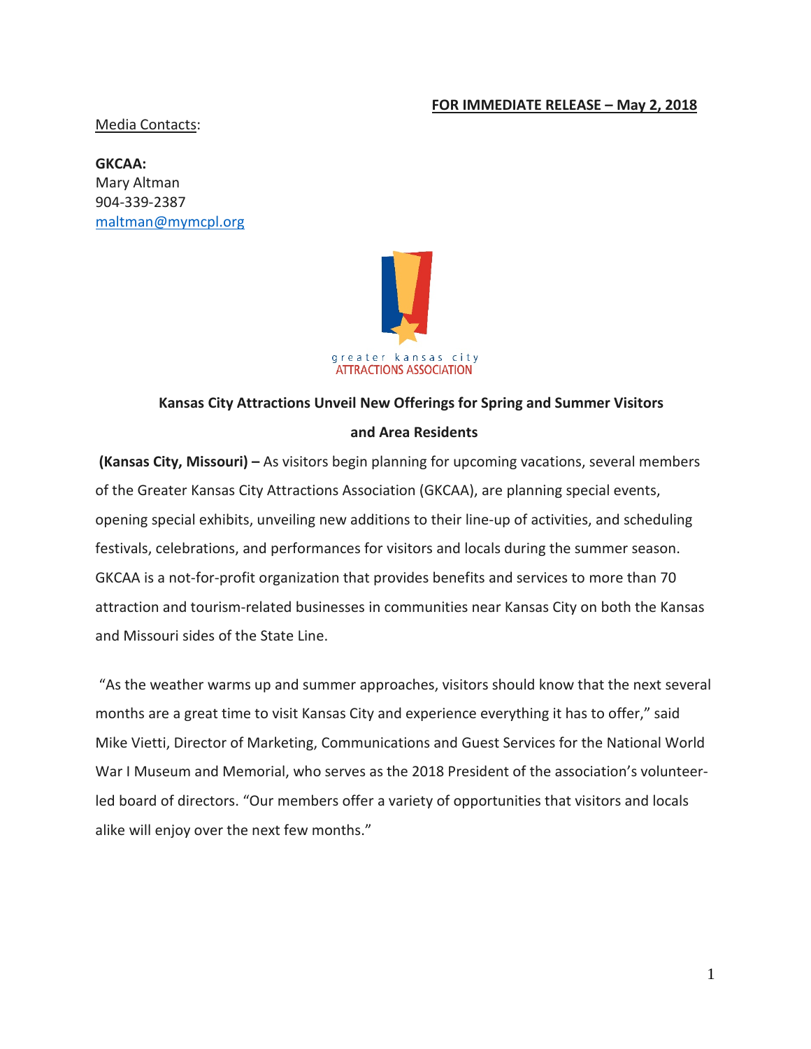**FOR IMMEDIATE RELEASE – May 2, 2018**

Media Contacts:

**GKCAA:**
Mary Altman
904-339-2387
maltman@mymcpl.org

greater kansas city
ATTRACTIONS ASSOCIATION

## Kansas City Attractions Unveil New Offerings for Spring and Summer Visitors and Area Residents

**(Kansas City, Missouri) –** As visitors begin planning for upcoming vacations, several members of the Greater Kansas City Attractions Association (GKCAA), are planning special events, opening special exhibits, unveiling new additions to their line-up of activities, and scheduling festivals, celebrations, and performances for visitors and locals during the summer season. GKCAA is a not-for-profit organization that provides benefits and services to more than 70 attraction and tourism-related businesses in communities near Kansas City on both the Kansas and Missouri sides of the State Line.

"As the weather warms up and summer approaches, visitors should know that the next several months are a great time to visit Kansas City and experience everything it has to offer," said Mike Vietti, Director of Marketing, Communications and Guest Services for the National World War I Museum and Memorial, who serves as the 2018 President of the association's volunteer-led board of directors. "Our members offer a variety of opportunities that visitors and locals alike will enjoy over the next few months."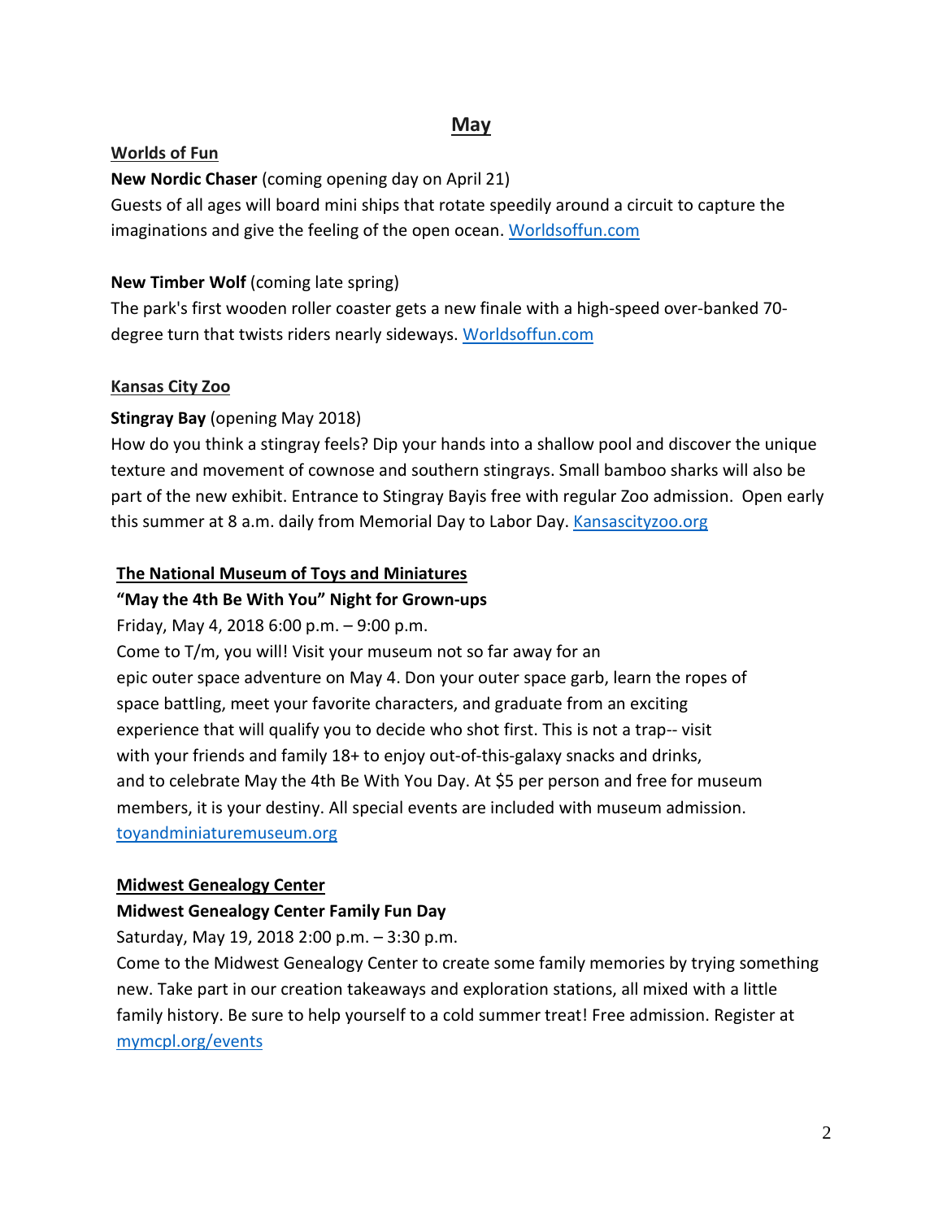# May

## Worlds of Fun

**New Nordic Chaser** (coming opening day on April 21)
Guests of all ages will board mini ships that rotate speedily around a circuit to capture the imaginations and give the feeling of the open ocean. [Worldsoffun.com](Worldsoffun.com)

**New Timber Wolf** (coming late spring)
The park's first wooden roller coaster gets a new finale with a high-speed over-banked 70-degree turn that twists riders nearly sideways. [Worldsoffun.com](Worldsoffun.com)

## Kansas City Zoo

**Stingray Bay** (opening May 2018)
How do you think a stingray feels? Dip your hands into a shallow pool and discover the unique texture and movement of cownose and southern stingrays. Small bamboo sharks will also be part of the new exhibit. Entrance to Stingray Bayis free with regular Zoo admission. Open early this summer at 8 a.m. daily from Memorial Day to Labor Day. [Kansascityzoo.org](Kansascityzoo.org)

## The National Museum of Toys and Miniatures

**"May the 4th Be With You" Night for Grown-ups**
Friday, May 4, 2018 6:00 p.m. – 9:00 p.m.
Come to T/m, you will! Visit your museum not so far away for an epic outer space adventure on May 4. Don your outer space garb, learn the ropes of space battling, meet your favorite characters, and graduate from an exciting experience that will qualify you to decide who shot first. This is not a trap-- visit with your friends and family 18+ to enjoy out-of-this-galaxy snacks and drinks, and to celebrate May the 4th Be With You Day. At $5 per person and free for museum members, it is your destiny. All special events are included with museum admission.
[toyandminiaturemuseum.org](toyandminiaturemuseum.org)

## Midwest Genealogy Center

**Midwest Genealogy Center Family Fun Day**
Saturday, May 19, 2018 2:00 p.m. – 3:30 p.m.
Come to the Midwest Genealogy Center to create some family memories by trying something new. Take part in our creation takeaways and exploration stations, all mixed with a little family history. Be sure to help yourself to a cold summer treat! Free admission. Register at [mymcpl.org/events](mymcpl.org/events)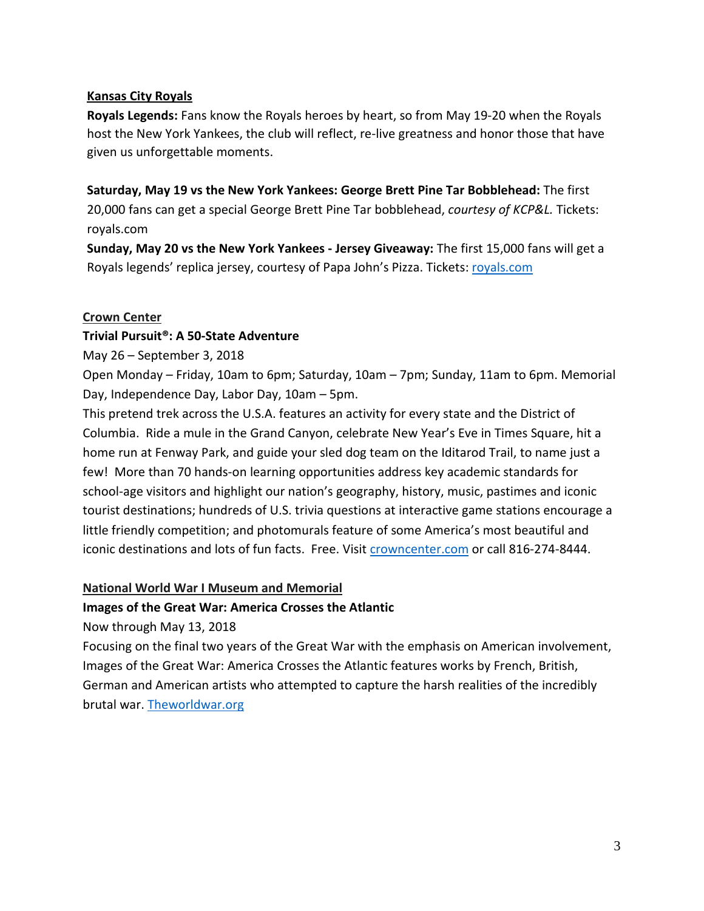**Kansas City Royals**

**Royals Legends:** Fans know the Royals heroes by heart, so from May 19-20 when the Royals host the New York Yankees, the club will reflect, re-live greatness and honor those that have given us unforgettable moments.

**Saturday, May 19 vs the New York Yankees: George Brett Pine Tar Bobblehead:** The first 20,000 fans can get a special George Brett Pine Tar bobblehead, *courtesy of KCP&L.* Tickets: royals.com

**Sunday, May 20 vs the New York Yankees - Jersey Giveaway:** The first 15,000 fans will get a Royals legends' replica jersey, courtesy of Papa John's Pizza. Tickets: royals.com

**Crown Center**

**Trivial Pursuit®: A 50-State Adventure**

May 26 – September 3, 2018

Open Monday – Friday, 10am to 6pm; Saturday, 10am – 7pm; Sunday, 11am to 6pm. Memorial Day, Independence Day, Labor Day, 10am – 5pm.

This pretend trek across the U.S.A. features an activity for every state and the District of Columbia. Ride a mule in the Grand Canyon, celebrate New Year's Eve in Times Square, hit a home run at Fenway Park, and guide your sled dog team on the Iditarod Trail, to name just a few! More than 70 hands-on learning opportunities address key academic standards for school-age visitors and highlight our nation's geography, history, music, pastimes and iconic tourist destinations; hundreds of U.S. trivia questions at interactive game stations encourage a little friendly competition; and photomurals feature of some America's most beautiful and iconic destinations and lots of fun facts. Free. Visit crowncenter.com or call 816-274-8444.

**National World War I Museum and Memorial**

**Images of the Great War: America Crosses the Atlantic**

Now through May 13, 2018

Focusing on the final two years of the Great War with the emphasis on American involvement, Images of the Great War: America Crosses the Atlantic features works by French, British, German and American artists who attempted to capture the harsh realities of the incredibly brutal war. Theworldwar.org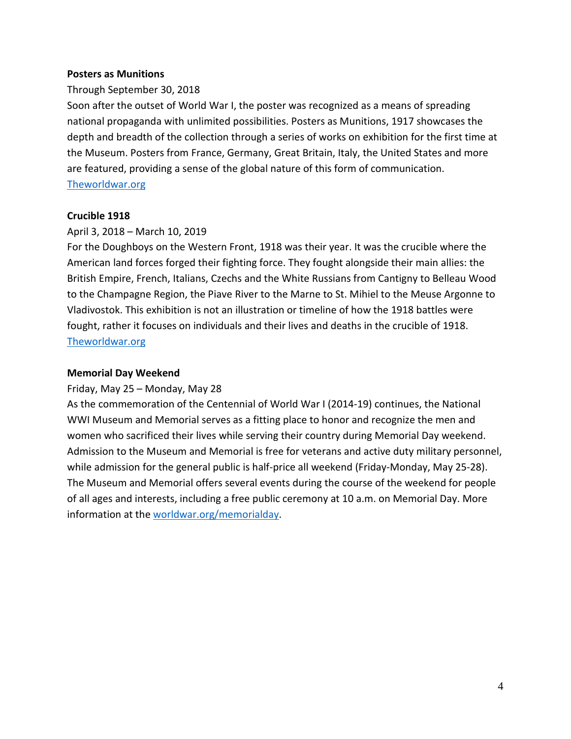**Posters as Munitions**

Through September 30, 2018

Soon after the outset of World War I, the poster was recognized as a means of spreading national propaganda with unlimited possibilities. Posters as Munitions, 1917 showcases the depth and breadth of the collection through a series of works on exhibition for the first time at the Museum. Posters from France, Germany, Great Britain, Italy, the United States and more are featured, providing a sense of the global nature of this form of communication.

Theworldwar.org

**Crucible 1918**

April 3, 2018 – March 10, 2019

For the Doughboys on the Western Front, 1918 was their year. It was the crucible where the American land forces forged their fighting force. They fought alongside their main allies: the British Empire, French, Italians, Czechs and the White Russians from Cantigny to Belleau Wood to the Champagne Region, the Piave River to the Marne to St. Mihiel to the Meuse Argonne to Vladivostok. This exhibition is not an illustration or timeline of how the 1918 battles were fought, rather it focuses on individuals and their lives and deaths in the crucible of 1918.

Theworldwar.org

**Memorial Day Weekend**

Friday, May 25 – Monday, May 28

As the commemoration of the Centennial of World War I (2014-19) continues, the National WWI Museum and Memorial serves as a fitting place to honor and recognize the men and women who sacrificed their lives while serving their country during Memorial Day weekend. Admission to the Museum and Memorial is free for veterans and active duty military personnel, while admission for the general public is half-price all weekend (Friday-Monday, May 25-28). The Museum and Memorial offers several events during the course of the weekend for people of all ages and interests, including a free public ceremony at 10 a.m. on Memorial Day. More information at the worldwar.org/memorialday.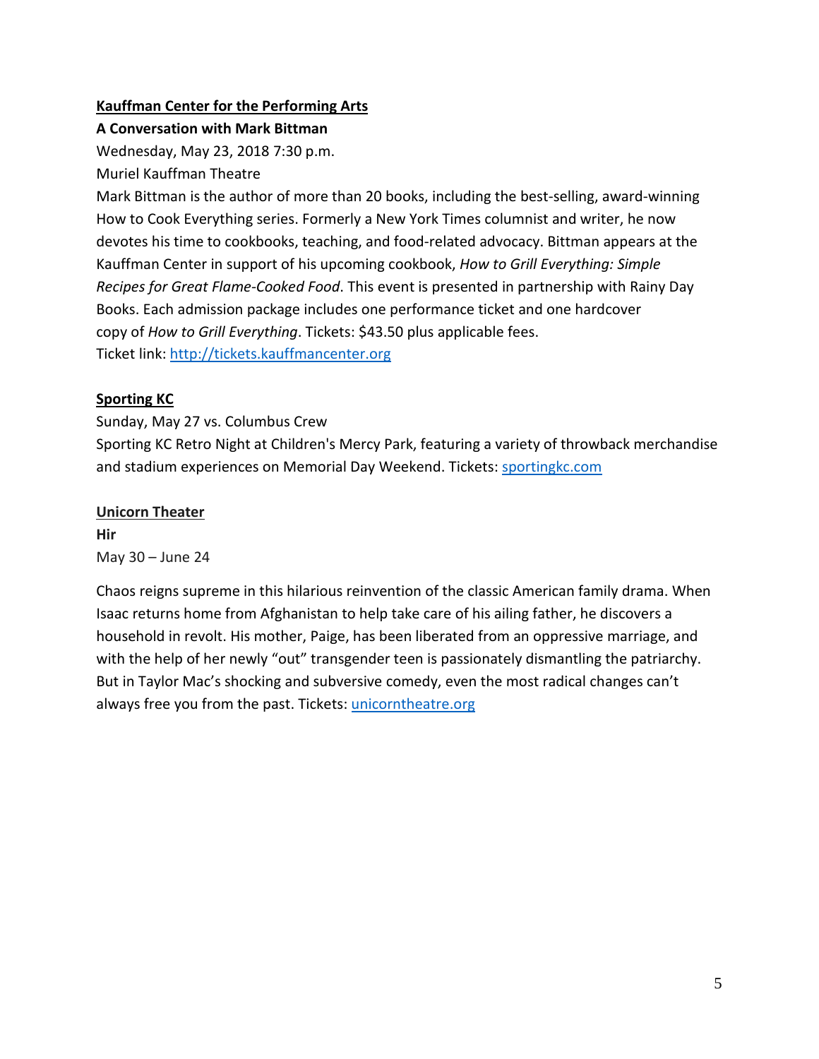**Kauffman Center for the Performing Arts**

**A Conversation with Mark Bittman**

Wednesday, May 23, 2018 7:30 p.m.

Muriel Kauffman Theatre

Mark Bittman is the author of more than 20 books, including the best-selling, award-winning How to Cook Everything series. Formerly a New York Times columnist and writer, he now devotes his time to cookbooks, teaching, and food-related advocacy. Bittman appears at the Kauffman Center in support of his upcoming cookbook, *How to Grill Everything: Simple Recipes for Great Flame-Cooked Food*. This event is presented in partnership with Rainy Day Books. Each admission package includes one performance ticket and one hardcover copy of *How to Grill Everything*. Tickets: $43.50 plus applicable fees.

Ticket link: [http://tickets.kauffmancenter.org](http://tickets.kauffmancenter.org)

**Sporting KC**

Sunday, May 27 vs. Columbus Crew

Sporting KC Retro Night at Children's Mercy Park, featuring a variety of throwback merchandise and stadium experiences on Memorial Day Weekend. Tickets: [sportingkc.com](sportingkc.com)

**Unicorn Theater**

**Hir**

May 30 – June 24

Chaos reigns supreme in this hilarious reinvention of the classic American family drama. When Isaac returns home from Afghanistan to help take care of his ailing father, he discovers a household in revolt. His mother, Paige, has been liberated from an oppressive marriage, and with the help of her newly "out" transgender teen is passionately dismantling the patriarchy. But in Taylor Mac's shocking and subversive comedy, even the most radical changes can't always free you from the past. Tickets: [unicorntheatre.org](unicorntheatre.org)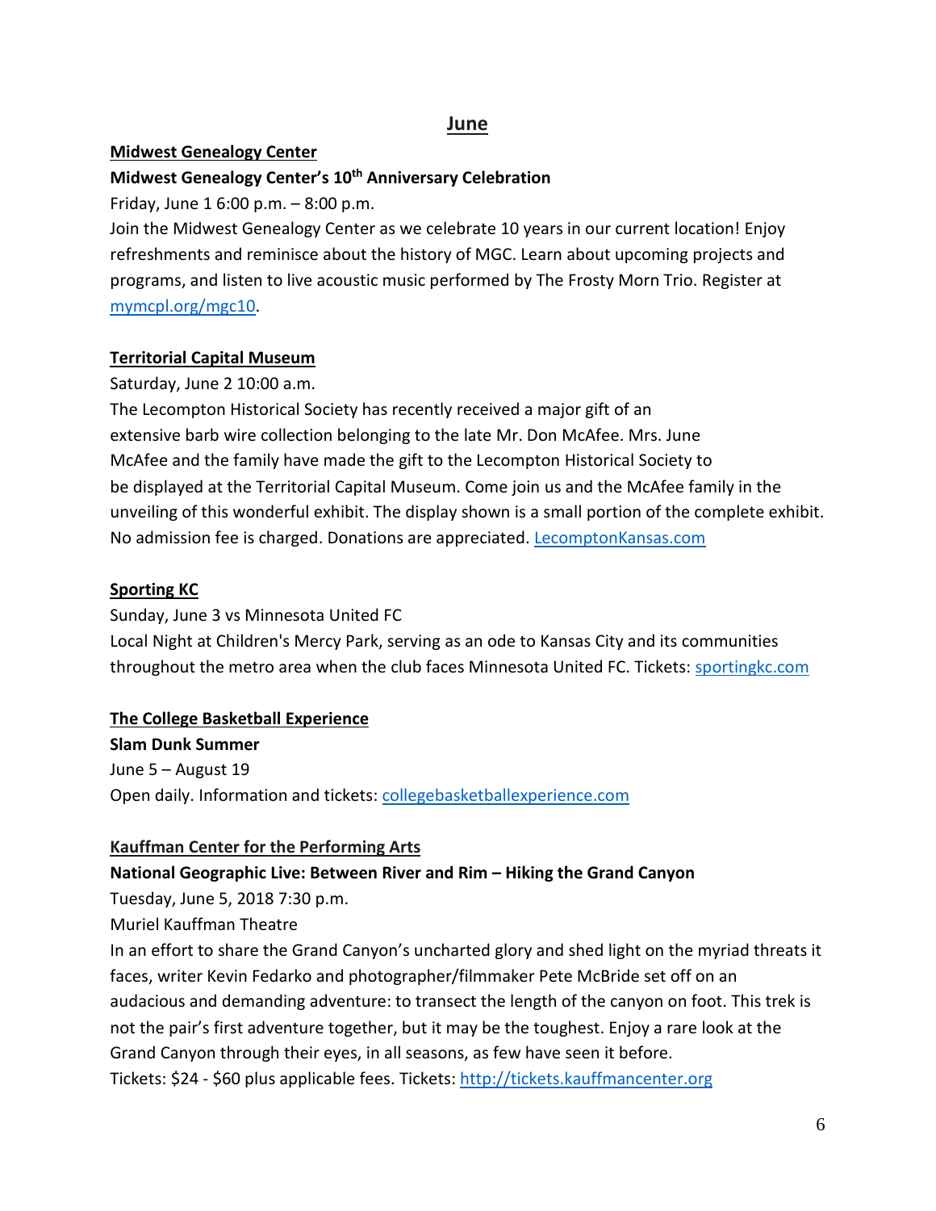## June

### Midwest Genealogy Center

**Midwest Genealogy Center's 10th Anniversary Celebration**

Friday, June 1 6:00 p.m. – 8:00 p.m.

Join the Midwest Genealogy Center as we celebrate 10 years in our current location! Enjoy refreshments and reminisce about the history of MGC. Learn about upcoming projects and programs, and listen to live acoustic music performed by The Frosty Morn Trio. Register at mymcpl.org/mgc10.

### Territorial Capital Museum

Saturday, June 2 10:00 a.m.

The Lecompton Historical Society has recently received a major gift of an extensive barb wire collection belonging to the late Mr. Don McAfee. Mrs. June McAfee and the family have made the gift to the Lecompton Historical Society to be displayed at the Territorial Capital Museum. Come join us and the McAfee family in the unveiling of this wonderful exhibit. The display shown is a small portion of the complete exhibit. No admission fee is charged. Donations are appreciated. LecomptonKansas.com

### Sporting KC

Sunday, June 3 vs Minnesota United FC

Local Night at Children's Mercy Park, serving as an ode to Kansas City and its communities throughout the metro area when the club faces Minnesota United FC. Tickets: sportingkc.com

### The College Basketball Experience

**Slam Dunk Summer**

June 5 – August 19

Open daily. Information and tickets: collegebasketballexperience.com

### Kauffman Center for the Performing Arts

**National Geographic Live: Between River and Rim – Hiking the Grand Canyon**

Tuesday, June 5, 2018 7:30 p.m.

Muriel Kauffman Theatre

In an effort to share the Grand Canyon's uncharted glory and shed light on the myriad threats it faces, writer Kevin Fedarko and photographer/filmmaker Pete McBride set off on an audacious and demanding adventure: to transect the length of the canyon on foot. This trek is not the pair's first adventure together, but it may be the toughest. Enjoy a rare look at the Grand Canyon through their eyes, in all seasons, as few have seen it before.

Tickets: $24 - $60 plus applicable fees. Tickets: http://tickets.kauffmancenter.org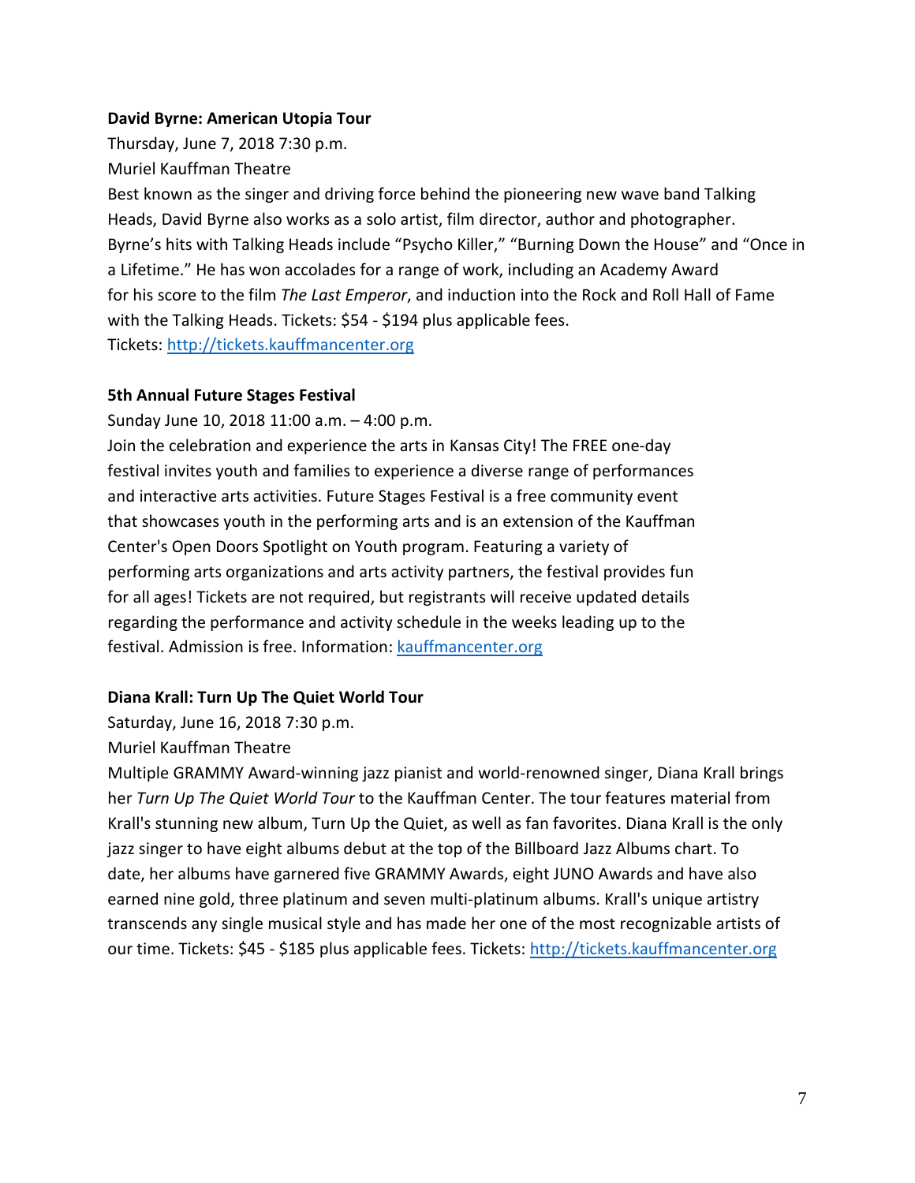**David Byrne: American Utopia Tour**

Thursday, June 7, 2018 7:30 p.m.

Muriel Kauffman Theatre

Best known as the singer and driving force behind the pioneering new wave band Talking Heads, David Byrne also works as a solo artist, film director, author and photographer. Byrne's hits with Talking Heads include "Psycho Killer," "Burning Down the House" and "Once in a Lifetime." He has won accolades for a range of work, including an Academy Award for his score to the film *The Last Emperor*, and induction into the Rock and Roll Hall of Fame with the Talking Heads. Tickets: $54 - $194 plus applicable fees.

Tickets: [http://tickets.kauffmancenter.org](http://tickets.kauffmancenter.org)

**5th Annual Future Stages Festival**

Sunday June 10, 2018 11:00 a.m. – 4:00 p.m.

Join the celebration and experience the arts in Kansas City! The FREE one-day festival invites youth and families to experience a diverse range of performances and interactive arts activities. Future Stages Festival is a free community event that showcases youth in the performing arts and is an extension of the Kauffman Center's Open Doors Spotlight on Youth program. Featuring a variety of performing arts organizations and arts activity partners, the festival provides fun for all ages! Tickets are not required, but registrants will receive updated details regarding the performance and activity schedule in the weeks leading up to the festival. Admission is free. Information: [kauffmancenter.org](kauffmancenter.org)

**Diana Krall: Turn Up The Quiet World Tour**

Saturday, June 16, 2018 7:30 p.m.

Muriel Kauffman Theatre

Multiple GRAMMY Award-winning jazz pianist and world-renowned singer, Diana Krall brings her *Turn Up The Quiet World Tour* to the Kauffman Center. The tour features material from Krall's stunning new album, Turn Up the Quiet, as well as fan favorites. Diana Krall is the only jazz singer to have eight albums debut at the top of the Billboard Jazz Albums chart. To date, her albums have garnered five GRAMMY Awards, eight JUNO Awards and have also earned nine gold, three platinum and seven multi-platinum albums. Krall's unique artistry transcends any single musical style and has made her one of the most recognizable artists of our time. Tickets: $45 - $185 plus applicable fees. Tickets: [http://tickets.kauffmancenter.org](http://tickets.kauffmancenter.org)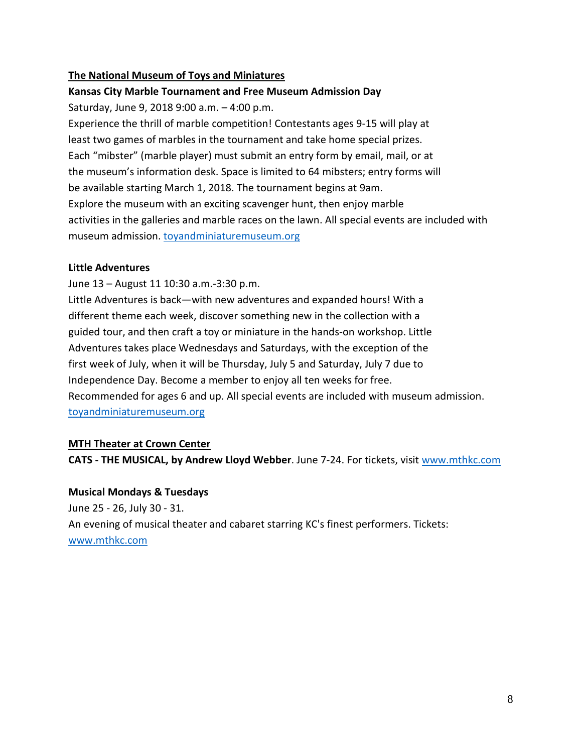**The National Museum of Toys and Miniatures**

**Kansas City Marble Tournament and Free Museum Admission Day**

Saturday, June 9, 2018 9:00 a.m. – 4:00 p.m.

Experience the thrill of marble competition! Contestants ages 9-15 will play at least two games of marbles in the tournament and take home special prizes. Each "mibster" (marble player) must submit an entry form by email, mail, or at the museum's information desk. Space is limited to 64 mibsters; entry forms will be available starting March 1, 2018. The tournament begins at 9am. Explore the museum with an exciting scavenger hunt, then enjoy marble activities in the galleries and marble races on the lawn. All special events are included with museum admission. [toyandminiaturemuseum.org](toyandminiaturemuseum.org)

**Little Adventures**

June 13 – August 11 10:30 a.m.-3:30 p.m.

Little Adventures is back—with new adventures and expanded hours! With a different theme each week, discover something new in the collection with a guided tour, and then craft a toy or miniature in the hands-on workshop. Little Adventures takes place Wednesdays and Saturdays, with the exception of the first week of July, when it will be Thursday, July 5 and Saturday, July 7 due to Independence Day. Become a member to enjoy all ten weeks for free. Recommended for ages 6 and up. All special events are included with museum admission. [toyandminiaturemuseum.org](toyandminiaturemuseum.org)

**MTH Theater at Crown Center**

**CATS - THE MUSICAL, by Andrew Lloyd Webber**. June 7-24. For tickets, visit [www.mthkc.com](www.mthkc.com)

**Musical Mondays & Tuesdays**

June 25 - 26, July 30 - 31.

An evening of musical theater and cabaret starring KC's finest performers. Tickets: [www.mthkc.com](www.mthkc.com)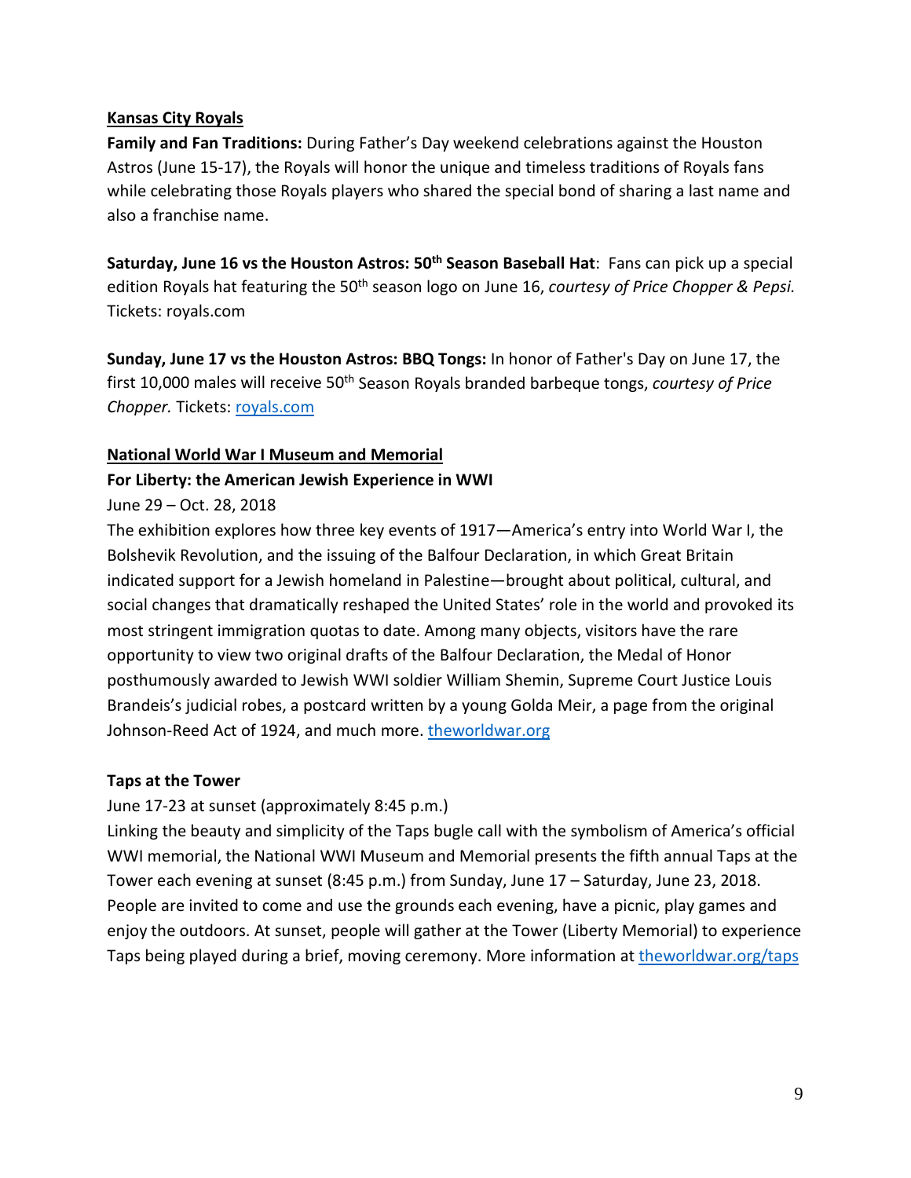**Kansas City Royals**

**Family and Fan Traditions:** During Father's Day weekend celebrations against the Houston Astros (June 15-17), the Royals will honor the unique and timeless traditions of Royals fans while celebrating those Royals players who shared the special bond of sharing a last name and also a franchise name.

**Saturday, June 16 vs the Houston Astros: 50th Season Baseball Hat**: Fans can pick up a special edition Royals hat featuring the 50th season logo on June 16, *courtesy of Price Chopper & Pepsi.* Tickets: royals.com

**Sunday, June 17 vs the Houston Astros: BBQ Tongs:** In honor of Father's Day on June 17, the first 10,000 males will receive 50th Season Royals branded barbeque tongs, *courtesy of Price Chopper.* Tickets: royals.com

**National World War I Museum and Memorial**

**For Liberty: the American Jewish Experience in WWI**

June 29 – Oct. 28, 2018

The exhibition explores how three key events of 1917—America's entry into World War I, the Bolshevik Revolution, and the issuing of the Balfour Declaration, in which Great Britain indicated support for a Jewish homeland in Palestine—brought about political, cultural, and social changes that dramatically reshaped the United States' role in the world and provoked its most stringent immigration quotas to date. Among many objects, visitors have the rare opportunity to view two original drafts of the Balfour Declaration, the Medal of Honor posthumously awarded to Jewish WWI soldier William Shemin, Supreme Court Justice Louis Brandeis's judicial robes, a postcard written by a young Golda Meir, a page from the original Johnson-Reed Act of 1924, and much more. theworldwar.org

**Taps at the Tower**

June 17-23 at sunset (approximately 8:45 p.m.)

Linking the beauty and simplicity of the Taps bugle call with the symbolism of America's official WWI memorial, the National WWI Museum and Memorial presents the fifth annual Taps at the Tower each evening at sunset (8:45 p.m.) from Sunday, June 17 – Saturday, June 23, 2018. People are invited to come and use the grounds each evening, have a picnic, play games and enjoy the outdoors. At sunset, people will gather at the Tower (Liberty Memorial) to experience Taps being played during a brief, moving ceremony. More information at theworldwar.org/taps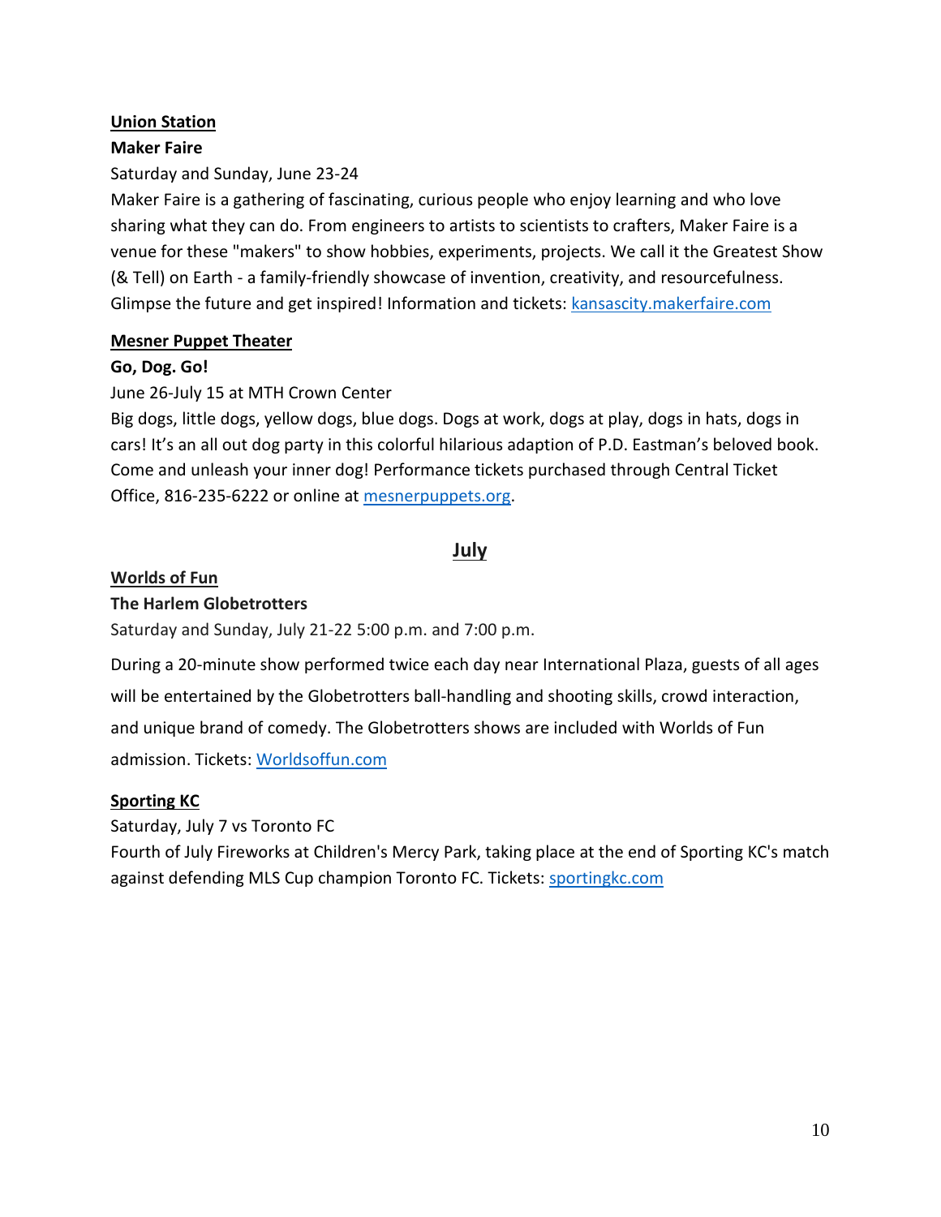**Union Station**

**Maker Faire**

Saturday and Sunday, June 23-24

Maker Faire is a gathering of fascinating, curious people who enjoy learning and who love sharing what they can do. From engineers to artists to scientists to crafters, Maker Faire is a venue for these "makers" to show hobbies, experiments, projects. We call it the Greatest Show (& Tell) on Earth - a family-friendly showcase of invention, creativity, and resourcefulness. Glimpse the future and get inspired! Information and tickets: kansascity.makerfaire.com

**Mesner Puppet Theater**

**Go, Dog. Go!**

June 26-July 15 at MTH Crown Center

Big dogs, little dogs, yellow dogs, blue dogs. Dogs at work, dogs at play, dogs in hats, dogs in cars! It's an all out dog party in this colorful hilarious adaption of P.D. Eastman's beloved book. Come and unleash your inner dog! Performance tickets purchased through Central Ticket Office, 816-235-6222 or online at mesnerpuppets.org.

## July

**Worlds of Fun**

**The Harlem Globetrotters**

Saturday and Sunday, July 21-22 5:00 p.m. and 7:00 p.m.

During a 20-minute show performed twice each day near International Plaza, guests of all ages will be entertained by the Globetrotters ball-handling and shooting skills, crowd interaction, and unique brand of comedy. The Globetrotters shows are included with Worlds of Fun admission. Tickets: Worldsoffun.com

**Sporting KC**

Saturday, July 7 vs Toronto FC

Fourth of July Fireworks at Children's Mercy Park, taking place at the end of Sporting KC's match against defending MLS Cup champion Toronto FC. Tickets: sportingkc.com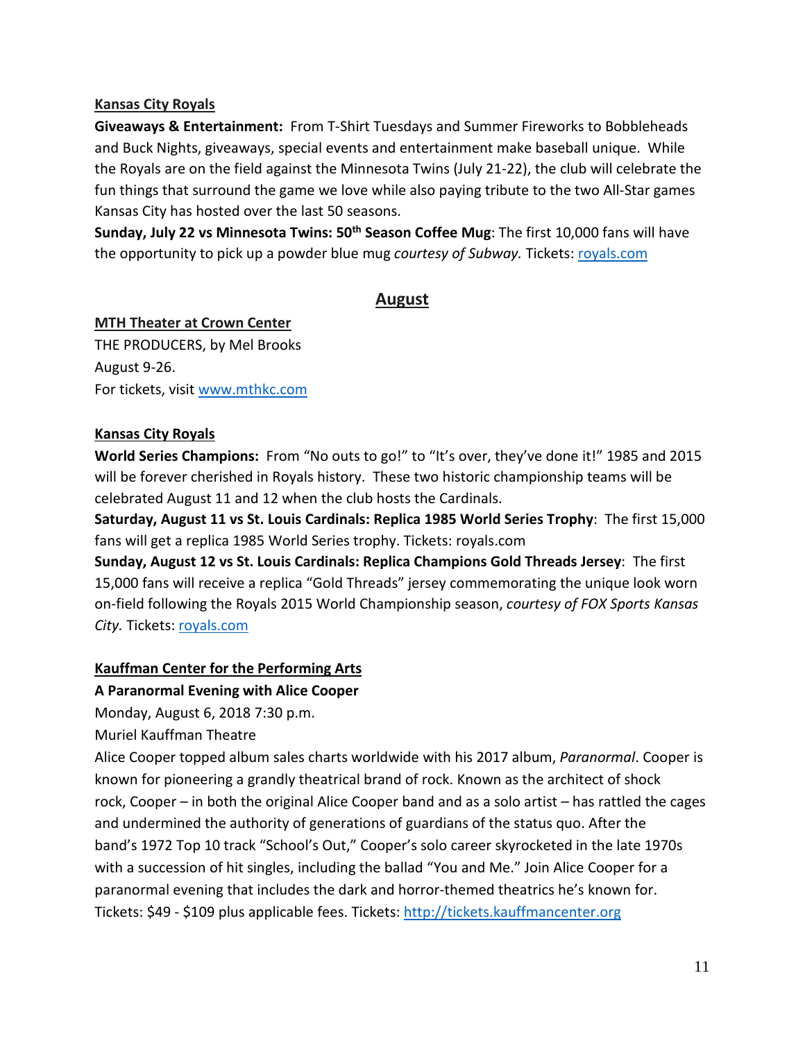**Kansas City Royals**

**Giveaways & Entertainment:** From T-Shirt Tuesdays and Summer Fireworks to Bobbleheads and Buck Nights, giveaways, special events and entertainment make baseball unique. While the Royals are on the field against the Minnesota Twins (July 21-22), the club will celebrate the fun things that surround the game we love while also paying tribute to the two All-Star games Kansas City has hosted over the last 50 seasons.

**Sunday, July 22 vs Minnesota Twins: 50th Season Coffee Mug**: The first 10,000 fans will have the opportunity to pick up a powder blue mug *courtesy of Subway.* Tickets: royals.com

## August

**MTH Theater at Crown Center**

THE PRODUCERS, by Mel Brooks

August 9-26.

For tickets, visit www.mthkc.com

**Kansas City Royals**

**World Series Champions:** From "No outs to go!" to "It's over, they've done it!" 1985 and 2015 will be forever cherished in Royals history. These two historic championship teams will be celebrated August 11 and 12 when the club hosts the Cardinals.

**Saturday, August 11 vs St. Louis Cardinals: Replica 1985 World Series Trophy**: The first 15,000 fans will get a replica 1985 World Series trophy. Tickets: royals.com

**Sunday, August 12 vs St. Louis Cardinals: Replica Champions Gold Threads Jersey**: The first 15,000 fans will receive a replica "Gold Threads" jersey commemorating the unique look worn on-field following the Royals 2015 World Championship season, *courtesy of FOX Sports Kansas City.* Tickets: royals.com

**Kauffman Center for the Performing Arts**

**A Paranormal Evening with Alice Cooper**

Monday, August 6, 2018 7:30 p.m.

Muriel Kauffman Theatre

Alice Cooper topped album sales charts worldwide with his 2017 album, *Paranormal*. Cooper is known for pioneering a grandly theatrical brand of rock. Known as the architect of shock rock, Cooper – in both the original Alice Cooper band and as a solo artist – has rattled the cages and undermined the authority of generations of guardians of the status quo. After the band's 1972 Top 10 track "School's Out," Cooper's solo career skyrocketed in the late 1970s with a succession of hit singles, including the ballad "You and Me." Join Alice Cooper for a paranormal evening that includes the dark and horror-themed theatrics he's known for. Tickets: $49 - $109 plus applicable fees. Tickets: http://tickets.kauffmancenter.org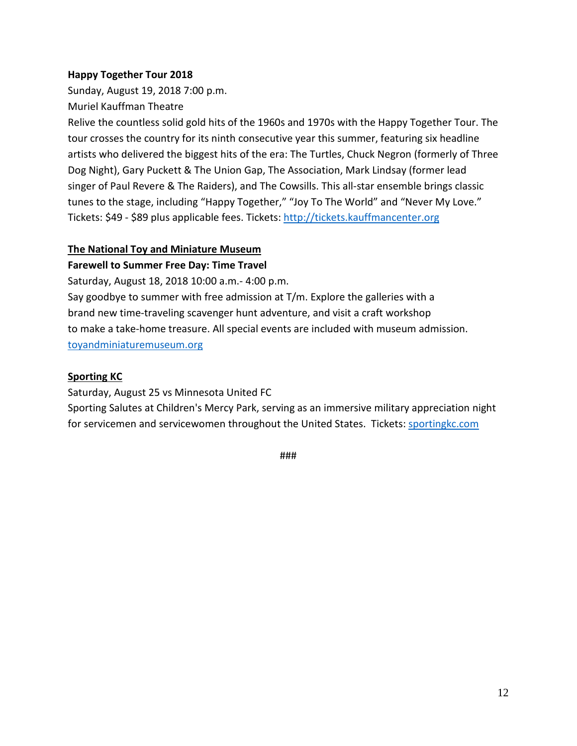**Happy Together Tour 2018**

Sunday, August 19, 2018 7:00 p.m.

Muriel Kauffman Theatre

Relive the countless solid gold hits of the 1960s and 1970s with the Happy Together Tour. The tour crosses the country for its ninth consecutive year this summer, featuring six headline artists who delivered the biggest hits of the era: The Turtles, Chuck Negron (formerly of Three Dog Night), Gary Puckett & The Union Gap, The Association, Mark Lindsay (former lead singer of Paul Revere & The Raiders), and The Cowsills. This all-star ensemble brings classic tunes to the stage, including "Happy Together," "Joy To The World" and "Never My Love." Tickets: $49 - $89 plus applicable fees. Tickets: [http://tickets.kauffmancenter.org](http://tickets.kauffmancenter.org)

**The National Toy and Miniature Museum**

**Farewell to Summer Free Day: Time Travel**

Saturday, August 18, 2018 10:00 a.m.- 4:00 p.m.

Say goodbye to summer with free admission at T/m. Explore the galleries with a brand new time-traveling scavenger hunt adventure, and visit a craft workshop to make a take-home treasure. All special events are included with museum admission. [toyandminiaturemuseum.org](toyandminiaturemuseum.org)

**Sporting KC**

Saturday, August 25 vs Minnesota United FC

Sporting Salutes at Children's Mercy Park, serving as an immersive military appreciation night for servicemen and servicewomen throughout the United States. Tickets: [sportingkc.com](sportingkc.com)

###